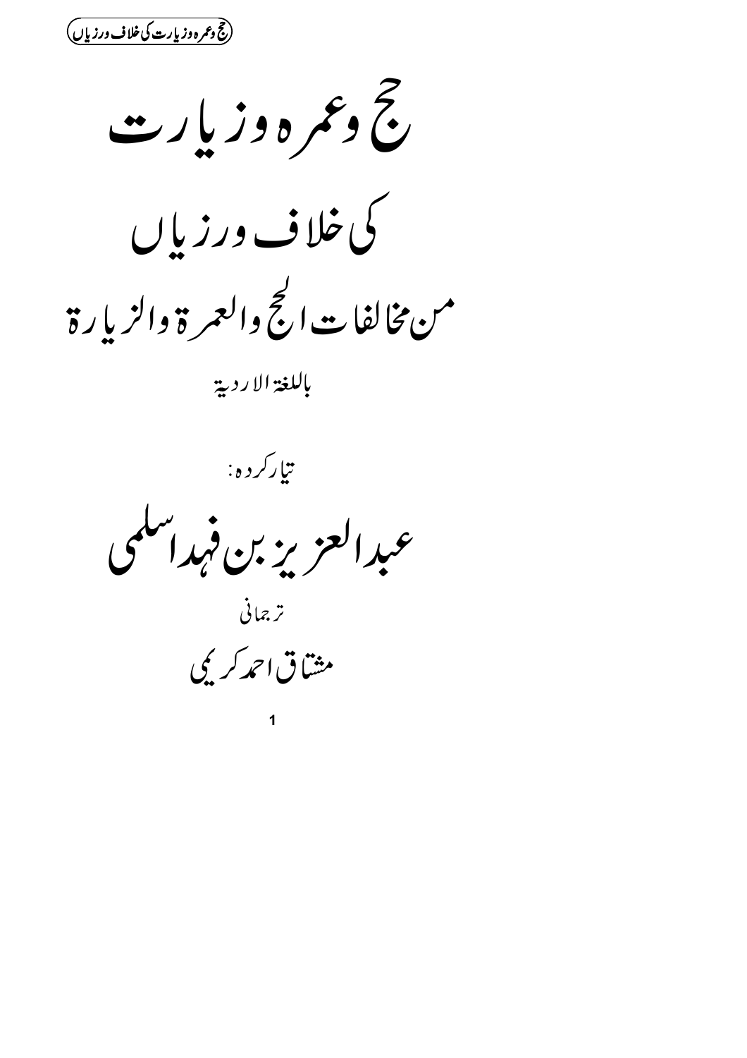# حج وعمرہ وزیارت

# کی خلاف ورزیاں

## من مخالفات الحج والعمرۃ والزیارۃ

باللغۃ الاردیۃ

تیارکردہ:

## عبدالعزیز بن فہد اسلمی

ترجمانی

مشتاق احمد کریمی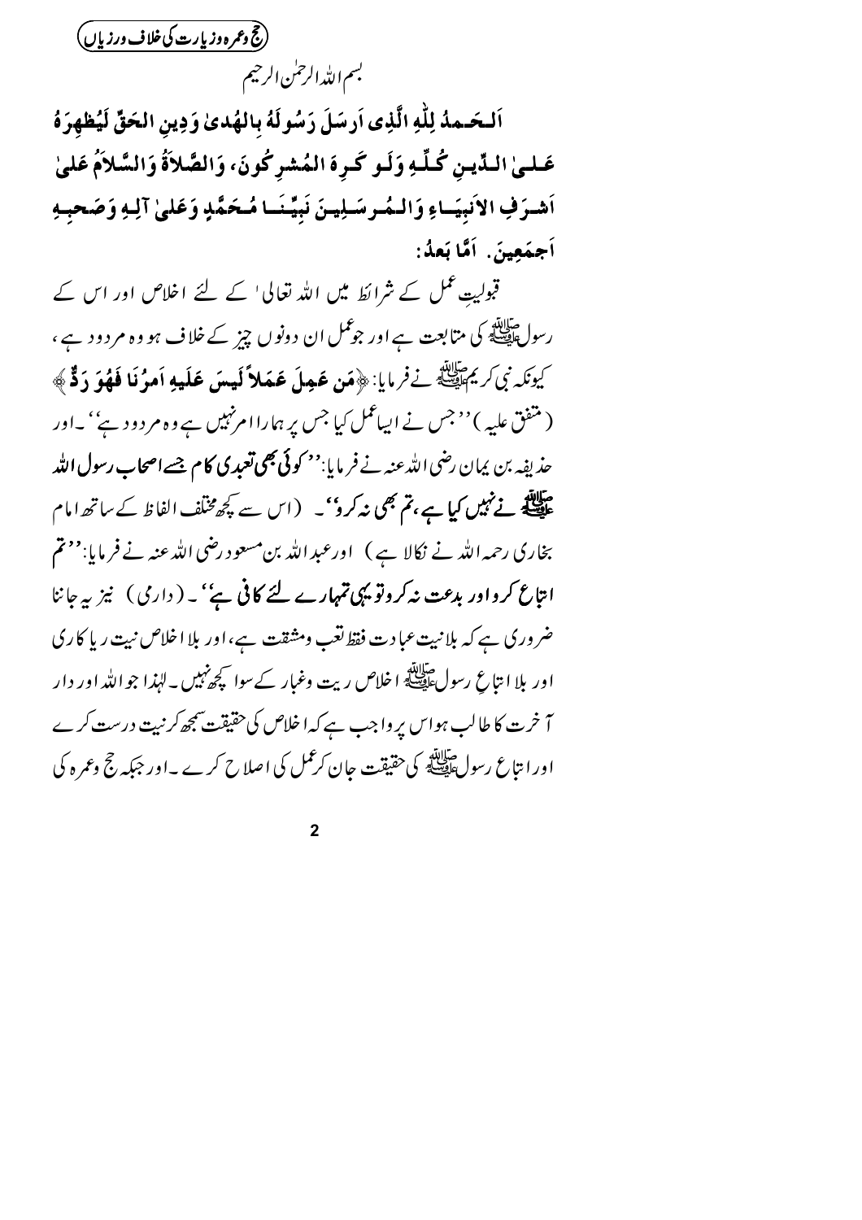بسم اللہ الرحمٰن الرحیم

**اَلحَمدُ لِلّٰهِ الَّذِی اَرسَلَ رَسُولَهُ بِالهُدىٰ وَدِینِ الحَقِّ لِیُظهِرَهُ عَلَی الدِّینِ کُلِّهِ وَلَو کَرِهَ المُشرِکُونَ، وَالصَّلاةُ وَالسَّلامُ عَلیٰ اَشرَفِ الاَنبِیَاءِ وَالمُرسَلِینَ نَبِیِّنَا مُحَمَّدٍ وَعَلیٰ آلِهِ وَصَحبِهِ اَجمَعِینَ. اَمَّا بَعدُ:**

قبولیتِ عمل کے شرائط میں اللہ تعالیٰ کے لئے اخلاص اور اس کے رسول ﷺ کی متابعت ہے اور جو عمل ان دونوں چیز کے خلاف ہو وہ مردود ہے، کیونکہ نبی کریم ﷺ نے فرمایا: ﴿**مَن عَمِلَ عَمَلاً لَیسَ عَلَیهِ اَمرُنَا فَهُوَ رَدٌّ**﴾ (متفق علیہ) ''جس نے ایسا عمل کیا جس پر ہمارا امر نہیں ہے وہ مردود ہے''۔ اور حذیفہ بن یمان رضی اللہ عنہ نے فرمایا: **''کوئی بھی تعبدی کام جسے اصحاب رسول اللہ ﷺ نے نہیں کیا ہے، تم بھی نہ کرو''**۔ (اس سے کچھ مختلف الفاظ کے ساتھ امام بخاری رحمہ اللہ نے نکالا ہے) اور عبداللہ بن مسعود رضی اللہ عنہ نے فرمایا: **''تم اتباع کرو اور بدعت نہ کرو تو یہی تمہارے لئے کافی ہے''**۔ (دارمی) نیز یہ جاننا ضروری ہے کہ بلا نیت عبادت فقط تعب ومشقت ہے، اور بلا اخلاص نیت ریا کاری اور بلا اتباعِ رسول ﷺ اخلاص ریت وغبار کے سوا کچھ نہیں۔ لہٰذا جو اللہ اور دار آخرت کا طالب ہو اس پر واجب ہے کہ اخلاص کی حقیقت سمجھ کر نیت درست کرے اور اتباع رسول ﷺ کی حقیقت جان کر عمل کی اصلاح کرے۔ اور جبکہ حج وعمرہ کی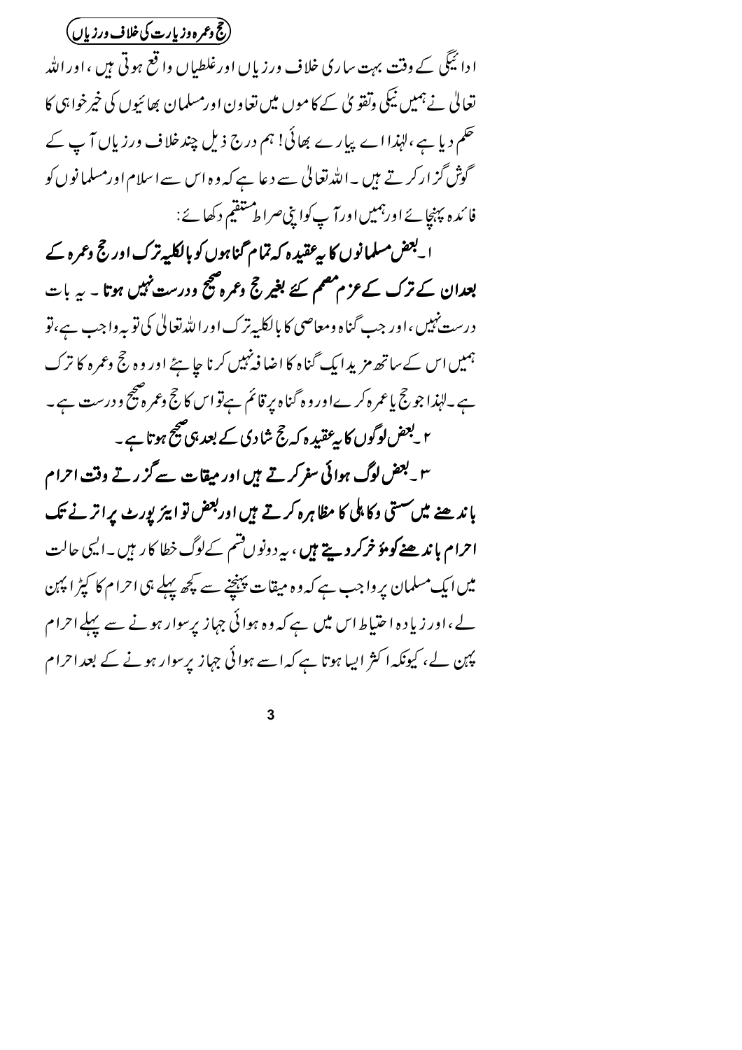## حج وعمرہ وزیارت کی خلاف ورزیاں

ادائیگی کے وقت بہت ساری خلاف ورزیاں اور غلطیاں واقع ہوتی ہیں، اور اللہ تعالیٰ نے ہمیں نیکی وتقویٰ کے کاموں میں تعاون اور مسلمان بھائیوں کی خیرخواہی کا حکم دیا ہے، لہٰذا اے پیارے بھائی! ہم درج ذیل چند خلاف ورزیاں آپ کے گوش گزار کرتے ہیں۔ اللہ تعالیٰ سے دعا ہے کہ وہ اس سے اسلام اور مسلمانوں کو فائدہ پہنچائے اور ہمیں اور آپ کو اپنی صراط مستقیم دکھائے:

**۱۔ بعض مسلمانوں کا یہ عقیدہ کہ تمام گناہوں کو بالکلیہ ترک اور حج وعمرہ کے بعد ان کے ترک کے عزم مصمم کئے بغیر حج وعمرہ صحیح ودرست نہیں ہوتا۔** یہ بات درست نہیں، اور جب گناہ ومعاصی کا بالکلیہ ترک اور اللہ تعالیٰ کی توبہ واجب ہے، تو ہمیں اس کے ساتھ مزید ایک گناہ کا اضافہ نہیں کرنا چاہئے اور وہ حج وعمرہ کا ترک ہے۔ لہٰذا جو حج یا عمرہ کرے اور وہ گناہ پر قائم ہے تو اس کا حج وعمرہ صحیح ودرست ہے۔

**۲۔ بعض لوگوں کا یہ عقیدہ کہ حج شادی کے بعد ہی صحیح ہوتا ہے۔**

**۳۔ بعض لوگ ہوائی سفر کرتے ہیں اور میقات سے گزرتے وقت احرام باندھنے میں سستی وکاہلی کا مظاہرہ کرتے ہیں اور بعض تو ایئرپورٹ پر اترنے تک احرام باندھنے کو مؤخر کر دیتے ہیں**، یہ دونوں قسم کے لوگ خطا کار ہیں۔ ایسی حالت میں ایک مسلمان پر واجب ہے کہ وہ میقات پہنچنے سے کچھ پہلے ہی احرام کا کپڑا پہن لے، اور زیادہ احتیاط اس میں ہے کہ وہ ہوائی جہاز پر سوار ہونے سے پہلے احرام پہن لے، کیونکہ اکثر ایسا ہوتا ہے کہ اسے ہوائی جہاز پر سوار ہونے کے بعد احرام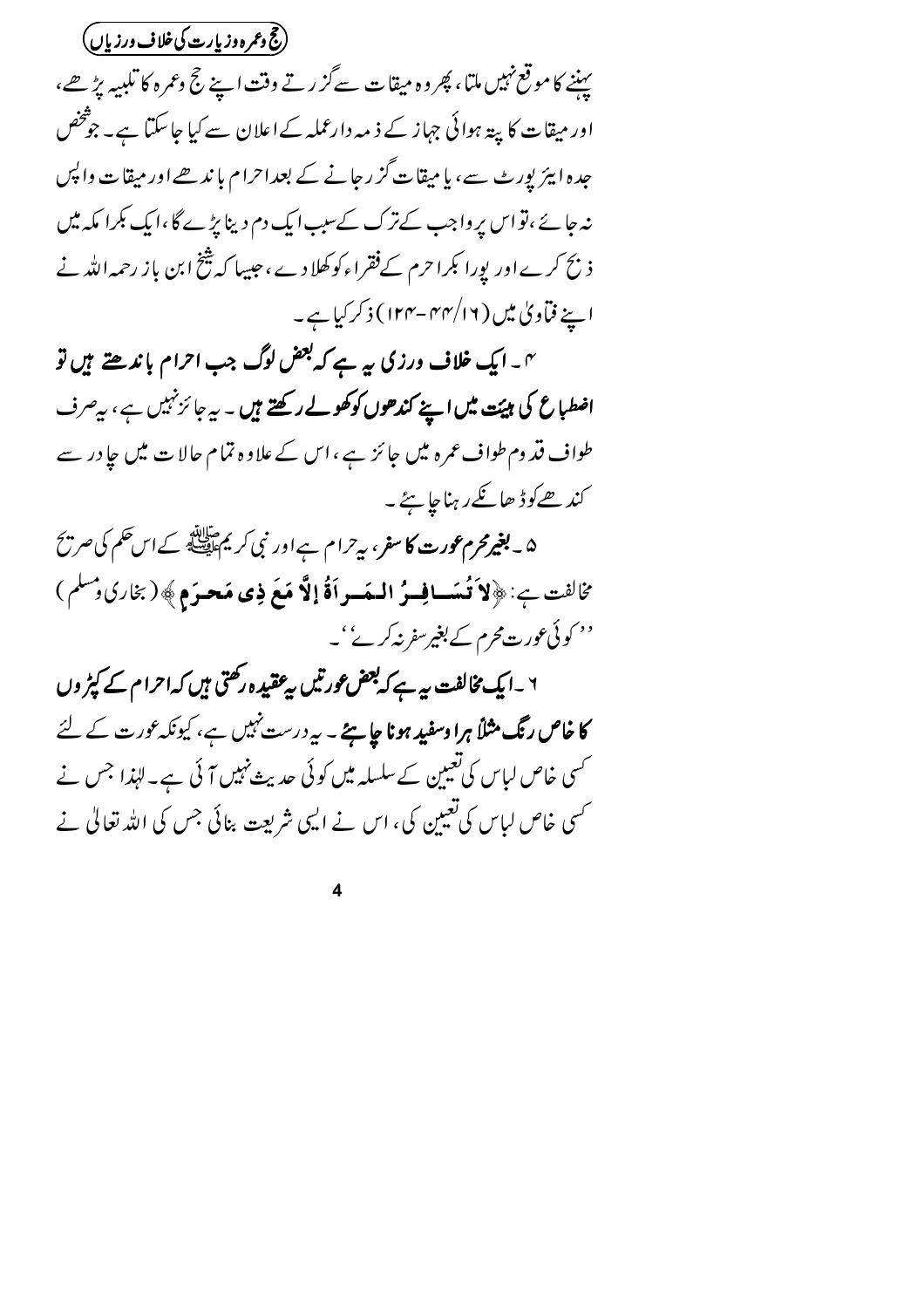پہننے کا موقع نہیں ملتا، پھر وہ میقات سے گزرتے وقت اپنے حج وعمرہ کا تلبیہ پڑھے، اور میقات کا پتہ ہوائی جہاز کے ذمہ دار عملہ کے اعلان سے کیا جا سکتا ہے۔ جو شخص جدہ ایئرپورٹ سے، یا میقات گزر جانے کے بعد احرام باندھے اور میقات واپس نہ جائے، تو اس پر واجب کے ترک کے سبب ایک دم دینا پڑے گا، ایک بکرا مکہ میں ذبح کرے اور پورا بکرا حرم کے فقراء کو کھلا دے، جیسا کہ شیخ ابن باز رحمہ اللہ نے اپنے فتاویٰ میں (۱۶/۴۴-۱۲۴) ذکر کیا ہے۔

۴۔ **ایک خلاف ورزی یہ ہے کہ بعض لوگ جب احرام باندھتے ہیں تو اضطباع کی ہیئت میں اپنے کندھوں کو کھولے رکھتے ہیں۔** یہ جائز نہیں ہے، یہ صرف طواف قدوم طواف عمرہ میں جائز ہے، اس کے علاوہ تمام حالات میں چادر سے کندھے کو ڈھانکے رہنا چاہئے۔

۵۔ **بغیر محرم عورت کا سفر،** یہ حرام ہے اور نبی کریم ﷺ کے اس حکم کی صریح مخالفت ہے: ﴿**لاَ تُسَافِرُ الْمَرْاَةُ إِلاَّ مَعَ ذِي مَحرَمٍ**﴾ (بخاری ومسلم) ''کوئی عورت محرم کے بغیر سفر نہ کرے''۔

۶۔ **ایک مخالفت یہ ہے کہ بعض عورتیں یہ عقیدہ رکھتی ہیں کہ احرام کے کپڑوں کا خاص رنگ مثلاً ہرا وسفید ہونا چاہئے۔** یہ درست نہیں ہے، کیونکہ عورت کے لئے کسی خاص لباس کی تعیین کے سلسلہ میں کوئی حدیث نہیں آئی ہے۔ لہٰذا جس نے کسی خاص لباس کی تعیین کی، اس نے ایسی شریعت بنائی جس کی اللہ تعالیٰ نے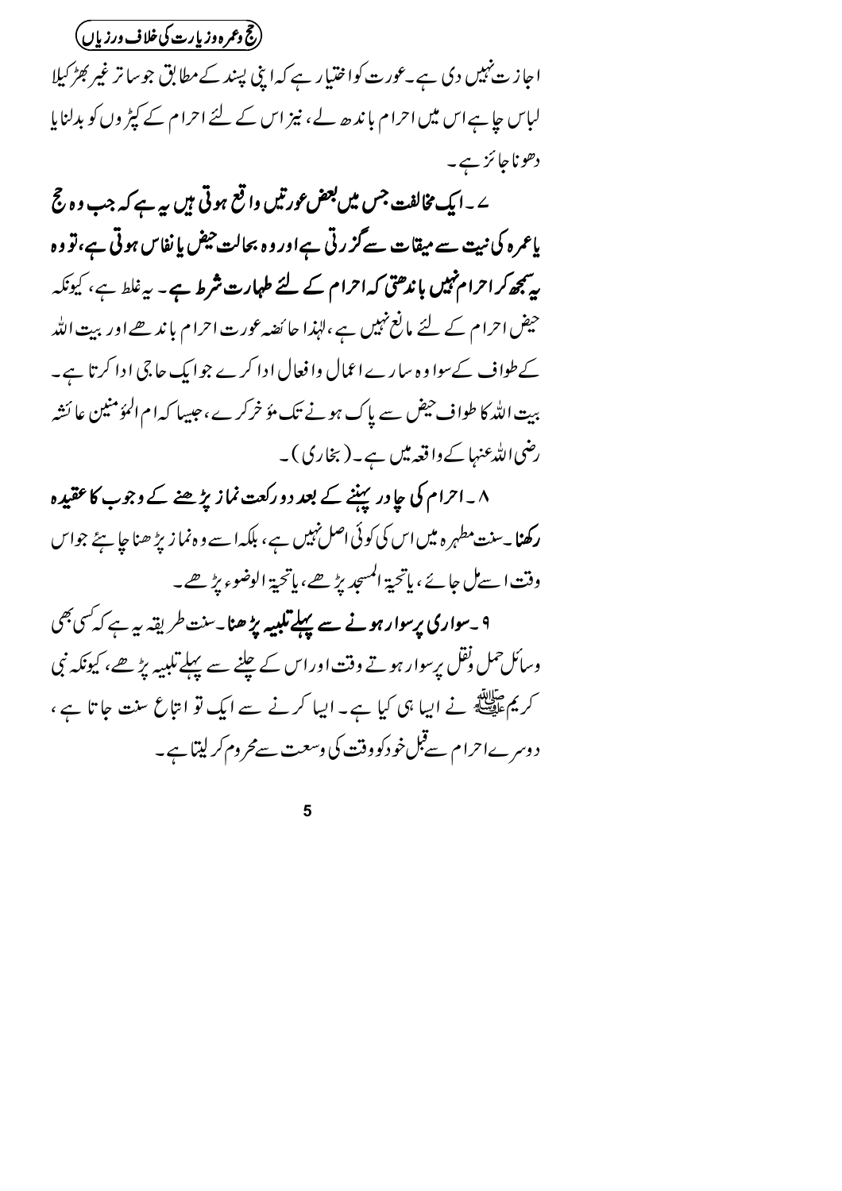اجازت نہیں دی ہے۔ عورت کو اختیار ہے کہ اپنی پسند کے مطابق جو ساتر غیر بھڑکیلا لباس چاہے اس میں احرام باندھ لے، نیز اس کے لئے احرام کے کپڑوں کو بدلنا یا دھونا جائز ہے۔

**۷۔ ایک مخالفت جس میں بعض عورتیں واقع ہوتی ہیں یہ ہے کہ جب وہ حج یا عمرہ کی نیت سے میقات سے گزرتی ہے اور وہ بحالت حیض یا نفاس ہوتی ہے، تو وہ یہ سمجھ کر احرام نہیں باندھتی کہ احرام کے لئے طہارت شرط ہے۔** یہ غلط ہے، کیونکہ حیض احرام کے لئے مانع نہیں ہے، لہٰذا حائضہ عورت احرام باندھے اور بیت اللہ کے طواف کے سوا وہ سارے اعمال وافعال ادا کرے جو ایک حاجی ادا کرتا ہے۔ بیت اللہ کا طواف حیض سے پاک ہونے تک مؤخر کرے، جیسا کہ ام المؤمنین عائشہ رضی اللہ عنہا کے واقعہ میں ہے۔ (بخاری)۔

**۸۔ احرام کی چادر پہننے کے بعد دو رکعت نماز پڑھنے کے وجوب کا عقیدہ رکھنا۔** سنت مطہرہ میں اس کی کوئی اصل نہیں ہے، بلکہ اسے وہ نماز پڑھنا چاہئے جو اس وقت اسے مل جائے، یا تحیۃ المسجد پڑھے، یا تحیۃ الوضوء پڑھے۔

**۹۔ سواری پر سوار ہونے سے پہلے تلبیہ پڑھنا۔** سنت طریقہ یہ ہے کہ کسی بھی وسائل حمل ونقل پر سوار ہوتے وقت اور اس کے چلنے سے پہلے تلبیہ پڑھے، کیونکہ نبی کریم ﷺ نے ایسا ہی کیا ہے۔ ایسا کرنے سے ایک تو اتباع سنت جاتا ہے، دوسرے احرام سے قبل خود کو وقت کی وسعت سے محروم کر لیتا ہے۔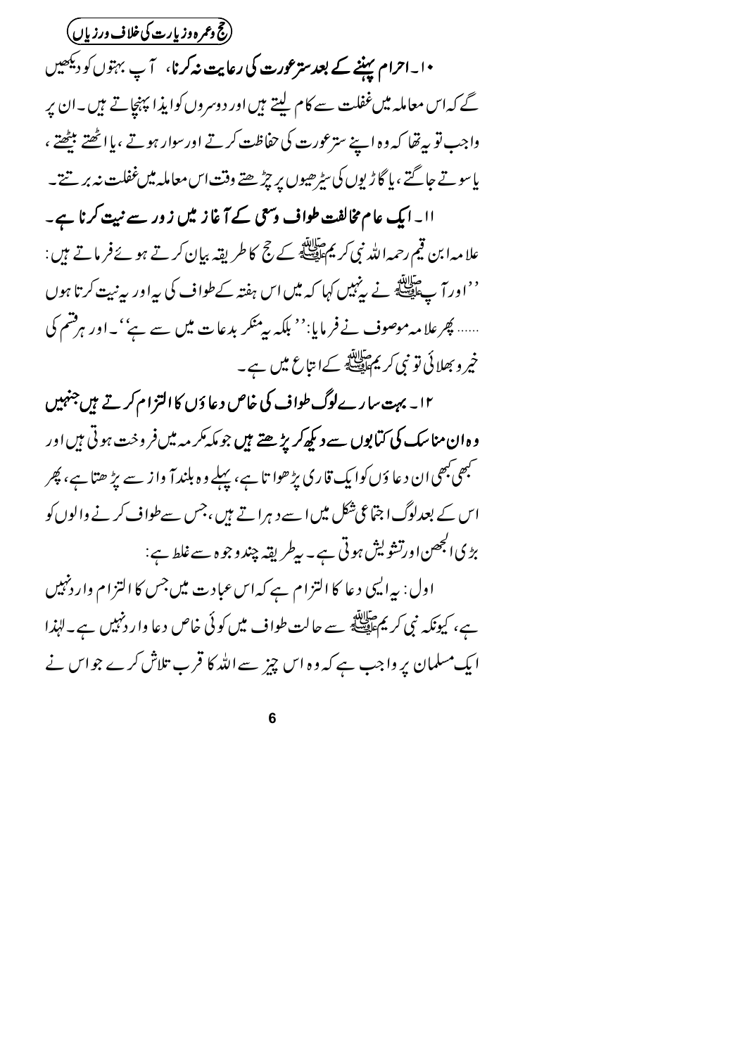**۱۰۔ احرام پہننے کے بعد ستر عورت کی رعایت نہ کرنا،** آپ بہتوں کو دیکھیں گے کہ اس معاملہ میں غفلت سے کام لیتے ہیں اور دوسروں کو ایذا پہنچاتے ہیں۔ ان پر واجب تو یہ تھا کہ وہ اپنے ستر عورت کی حفاظت کرتے اور سوار ہوتے، یا اٹھتے بیٹھتے، یا سوتے جاگتے، یا گاڑیوں کی سیڑھیوں پر چڑھتے وقت اس معاملہ میں غفلت نہ برتتے۔

**۱۱۔ ایک عام مخالفت طواف وسعی کے آغاز میں زور سے نیت کرنا ہے۔**

علامہ ابن قیم رحمہ اللہ نبی کریم ﷺ کے حج کا طریقہ بیان کرتے ہوئے فرماتے ہیں: ''اور آپ ﷺ نے یہ نہیں کہا کہ میں اس ہفتہ کے طواف کی یہ اور یہ نیت کرتا ہوں ...... پھر علامہ موصوف نے فرمایا: ''بلکہ یہ منکر بدعات میں سے ہے''۔ اور ہر قسم کی خیر و بھلائی تو نبی کریم ﷺ کے اتباع میں ہے۔

**۱۲۔ بہت سارے لوگ طواف کی خاص دعاؤں کا التزام کرتے ہیں جنہیں وہ ان مناسک کی کتابوں سے دیکھ کر پڑھتے ہیں** جو مکہ مکرمہ میں فروخت ہوتی ہیں اور کبھی کبھی ان دعاؤں کو ایک قاری پڑھواتا ہے، پہلے وہ بلند آواز سے پڑھتا ہے، پھر اس کے بعد لوگ اجتماعی شکل میں اسے دہراتے ہیں، جس سے طواف کرنے والوں کو بڑی الجھن اور تشویش ہوتی ہے۔ یہ طریقہ چند وجوہ سے غلط ہے:

اول: یہ ایسی دعا کا التزام ہے کہ اس عبادت میں جس کا التزام وارد نہیں ہے، کیونکہ نبی کریم ﷺ سے حالت طواف میں کوئی خاص دعا وارد نہیں ہے۔ لہٰذا ایک مسلمان پر واجب ہے کہ وہ اس چیز سے اللہ کا قرب تلاش کرے جو اس نے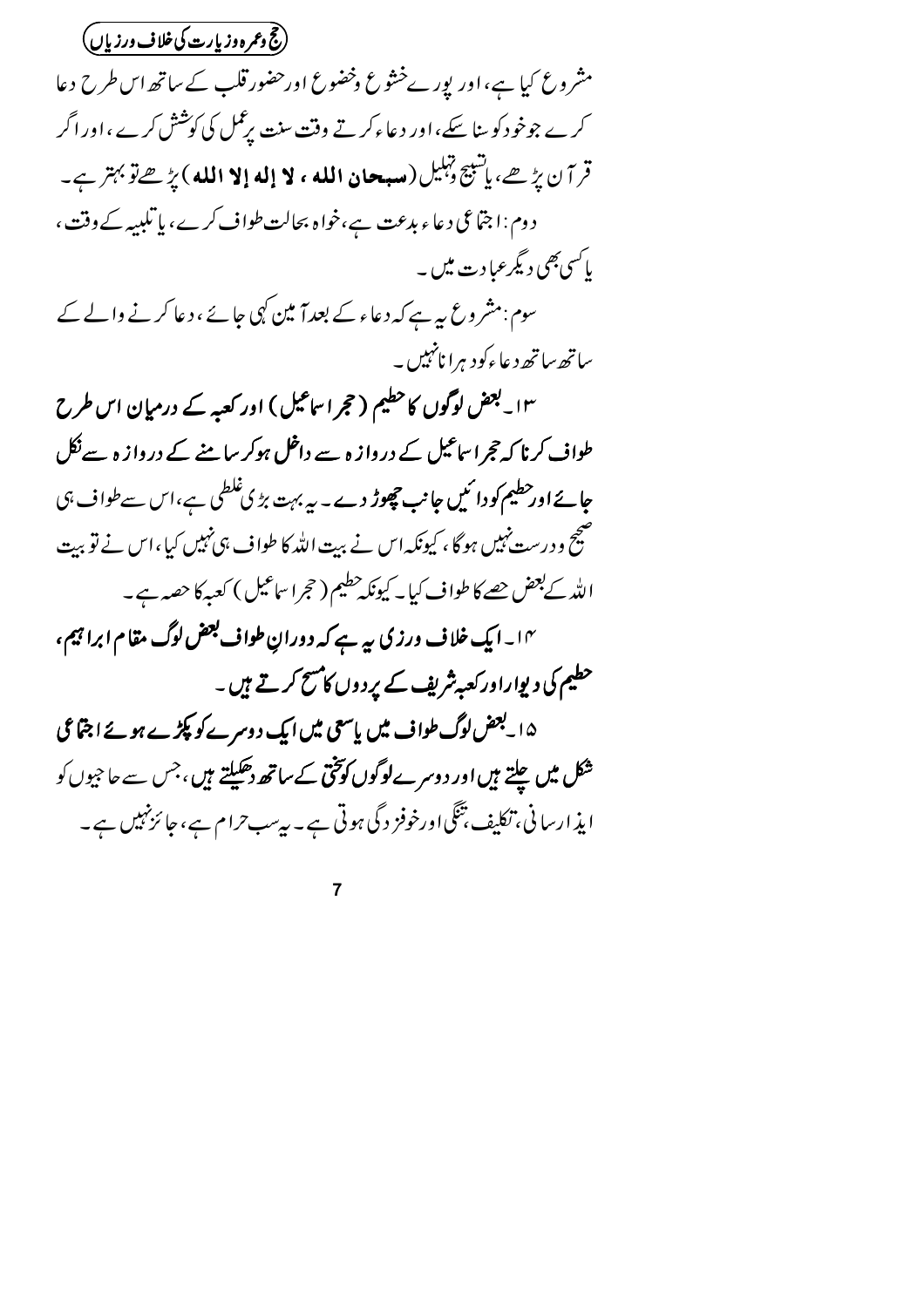مشروع کیا ہے، اور پورے خشوع وخضوع اور حضور قلب کے ساتھ اس طرح دعا کرے جو خود کو سنا سکے، اور دعاء کرتے وقت سنت پر عمل کی کوشش کرے، اور اگر قرآن پڑھے، یا تسبیح وتہلیل (**سبحان الله ، لا إله إلا الله**) پڑھے تو بہتر ہے۔

دوم: اجتماعی دعاء بدعت ہے، خواہ بحالت طواف کرے، یا تلبیہ کے وقت، یا کسی بھی دیگر عبادت میں۔

سوم: مشروع یہ ہے کہ دعاء کے بعد آمین کہی جائے، دعا کرنے والے کے ساتھ ساتھ دعاء کو دہرانا نہیں۔

**۱۳۔ بعض لوگوں کا حطیم (حجر اسماعیل) اور کعبہ کے درمیان اس طرح طواف کرنا کہ حجر اسماعیل کے دروازہ سے داخل ہو کر سامنے کے دروازہ سے نکل جائے اور حطیم کو دائیں جانب چھوڑ دے۔** یہ بہت بڑی غلطی ہے، اس سے طواف ہی صحیح ودرست نہیں ہوگا، کیونکہ اس نے بیت اللہ کا طواف ہی نہیں کیا، اس نے تو بیت اللہ کے بعض حصے کا طواف کیا۔ کیونکہ حطیم (حجر اسماعیل) کعبہ کا حصہ ہے۔

**۱۴۔ ایک خلاف ورزی یہ ہے کہ دورانِ طواف بعض لوگ مقام ابراہیم، حطیم کی دیوار اور کعبہ شریف کے پردوں کا مسح کرتے ہیں۔**

**۱۵۔ بعض لوگ طواف میں یا سعی میں ایک دوسرے کو پکڑے ہوئے اجتماعی شکل میں چلتے ہیں اور دوسرے لوگوں کو سختی کے ساتھ دھکیلتے ہیں،** جس سے حاجیوں کو ایذا رسانی، تکلیف، تنگی اور خوفزدگی ہوتی ہے۔ یہ سب حرام ہے، جائز نہیں ہے۔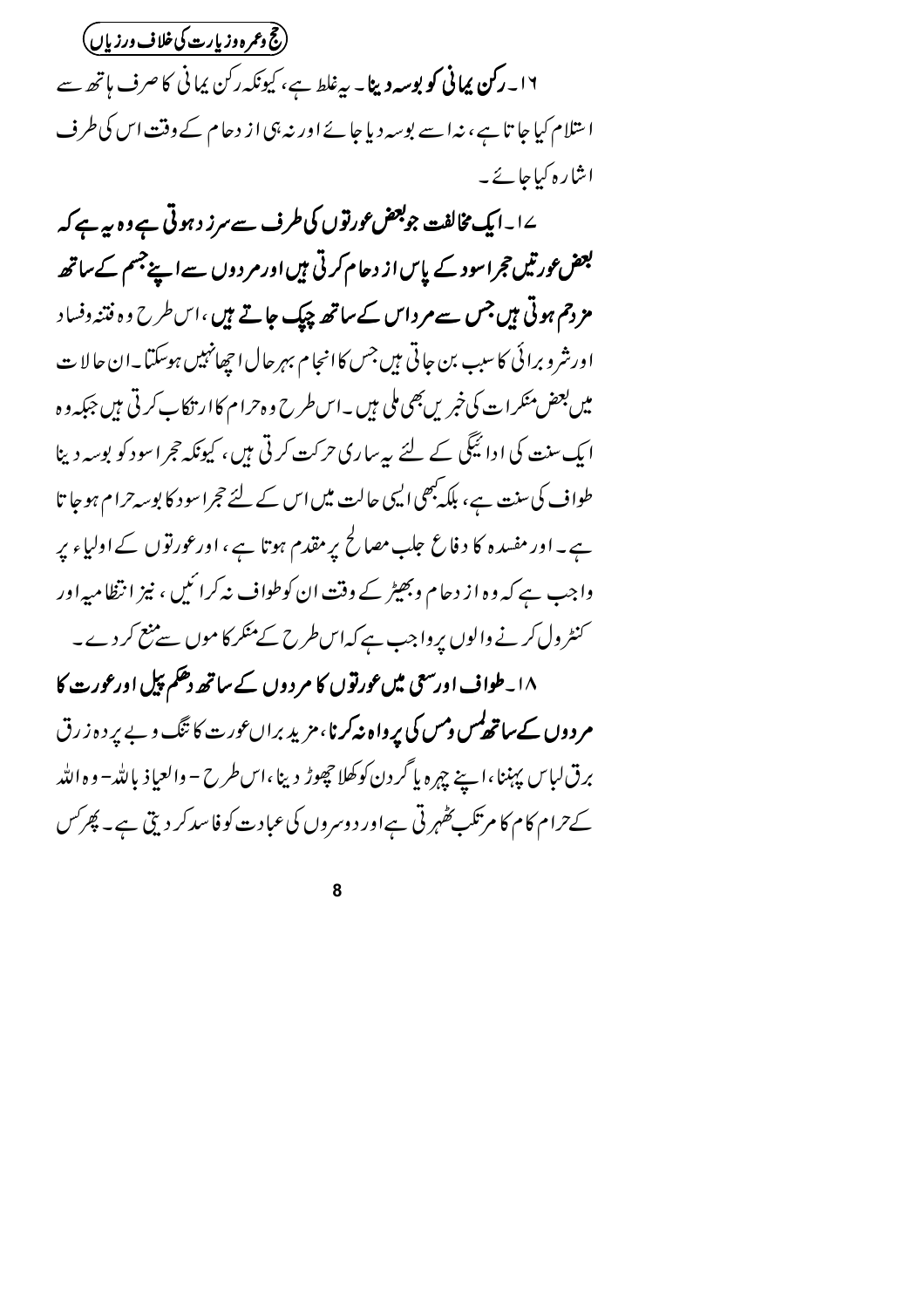۱۶۔ **رکن یمانی کو بوسہ دینا۔** یہ غلط ہے، کیونکہ رکن یمانی کا صرف ہاتھ سے استلام کیا جاتا ہے، نہ اسے بوسہ دیا جائے اور نہ ہی از دحام کے وقت اس کی طرف اشارہ کیا جائے۔

۱۷۔ **ایک مخالفت جو بعض عورتوں کی طرف سے سرزد ہوتی ہے وہ یہ ہے کہ بعض عورتیں حجر اسود کے پاس از دحام کرتی ہیں اور مردوں سے اپنے جسم کے ساتھ مزدحم ہوتی ہیں جس سے مرد اس کے ساتھ چپک جاتے ہیں،** اس طرح وہ فتنہ وفساد اور شر و برائی کا سبب بن جاتی ہیں جس کا انجام بہر حال اچھا نہیں ہوسکتا۔ ان حالات میں بعض منکرات کی خبریں بھی ملی ہیں۔ اس طرح وہ حرام کا ارتکاب کرتی ہیں جبکہ وہ ایک سنت کی ادائیگی کے لئے یہ ساری حرکت کرتی ہیں، کیونکہ حجر اسود کو بوسہ دینا طواف کی سنت ہے، بلکہ کبھی ایسی حالت میں اس کے لئے حجر اسود کا بوسہ حرام ہوجاتا ہے۔ اور مفسدہ کا دفاع جلب مصالح پر مقدم ہوتا ہے، اور عورتوں کے اولیاء پر واجب ہے کہ وہ از دحام و بھیڑ کے وقت ان کو طواف نہ کرائیں، نیز انتظامیہ اور کنٹرول کرنے والوں پر واجب ہے کہ اس طرح کے منکر کاموں سے منع کردے۔

۱۸۔ **طواف اور سعی میں عورتوں کا مردوں کے ساتھ دھکم پیل اور عورت کا مردوں کے ساتھ لمس و مس کی پرواہ نہ کرنا،** مزید براں عورت کا تنگ و بے پردہ زرق برق لباس پہننا، اپنے چہرہ یا گردن کو کھلا چھوڑ دینا، اس طرح - والعیاذ باللہ - وہ اللہ کے حرام کام کا مرتکب ٹھہرتی ہے اور دوسروں کی عبادت کو فاسد کردیتی ہے۔ پھر کس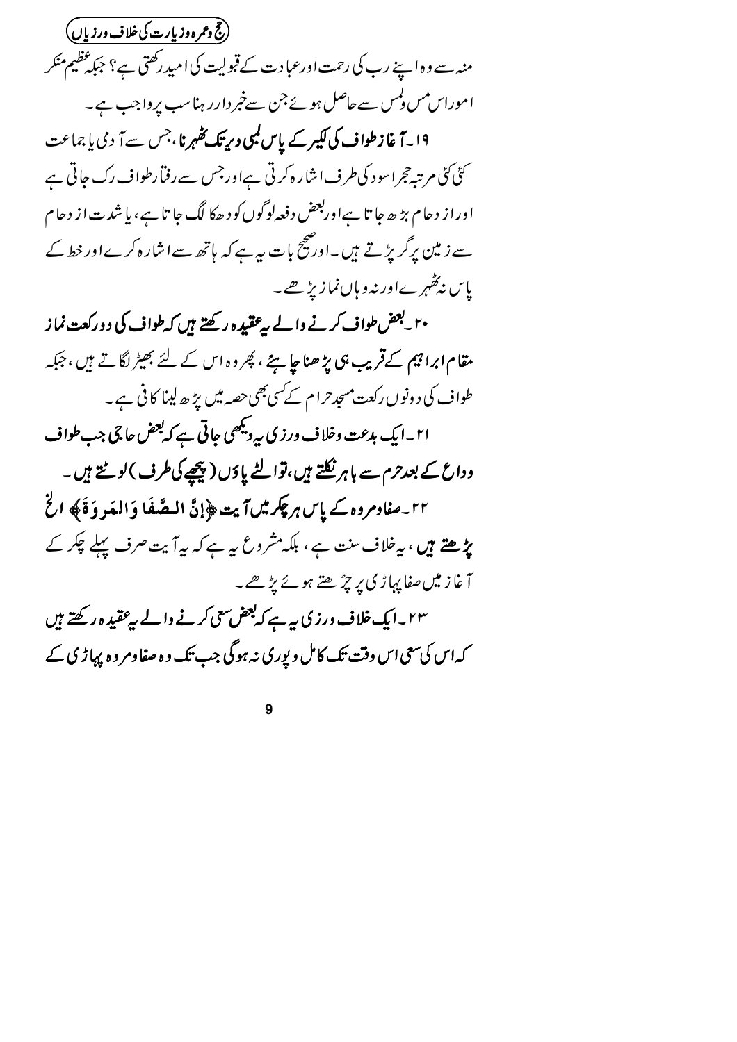منہ سے وہ اپنے رب کی رحمت اور عبادت کے قبولیت کی امید رکھتی ہے؟ جبکہ عظیم منکر اموراس مس ولمس سے حاصل ہوئے جن سے خبردار رہنا سب پرواجب ہے۔

**۱۹۔آغاز طواف کی لکیر کے پاس لمبی دیر تک ٹھہرنا**، جس سے آدمی یا جماعت کئی کئی مرتبہ حجراسود کی طرف اشارہ کرتی ہے اور جس سے رفتار طواف رک جاتی ہے اور ازدحام بڑھ جاتا ہے اور بعض دفعہ لوگوں کو دھکا لگ جاتا ہے، یا شدت ازدحام سے زمین پر گر پڑتے ہیں۔ اور صحیح بات یہ ہے کہ ہاتھ سے اشارہ کرے اور خط کے پاس نہ ٹھہرے اور نہ وہاں نماز پڑھے۔

**۲۰۔بعض طواف کرنے والے یہ عقیدہ رکھتے ہیں کہ طواف کی دو رکعت نماز مقام ابراہیم کے قریب ہی پڑھنا چاہئے**، پھر وہ اس کے لئے بھیڑ لگاتے ہیں، جبکہ طواف کی دونوں رکعت مسجد حرام کے کسی بھی حصہ میں پڑھ لینا کافی ہے۔

**۲۱۔ایک بدعت وخلاف ورزی یہ دیکھی جاتی ہے کہ بعض حاجی جب طواف وداع کے بعد حرم سے باہر نکلتے ہیں، تو الٹے پاؤں (پیچھے کی طرف) لوٹتے ہیں۔**

**۲۲۔صفا ومروہ کے پاس ہر چکر میں آیت ﴿إِنَّ الصَّفَا وَالمَروَةَ﴾ الخ پڑھتے ہیں**، یہ خلاف سنت ہے، بلکہ مشروع یہ ہے کہ یہ آیت صرف پہلے چکر کے آغاز میں صفا پہاڑی پر چڑھتے ہوئے پڑھے۔

**۲۳۔ایک خلاف ورزی یہ ہے کہ بعض سعی کرنے والے یہ عقیدہ رکھتے ہیں** کہ اس کی سعی اس وقت تک کامل و پوری نہ ہوگی جب تک وہ صفا ومروہ پہاڑی کے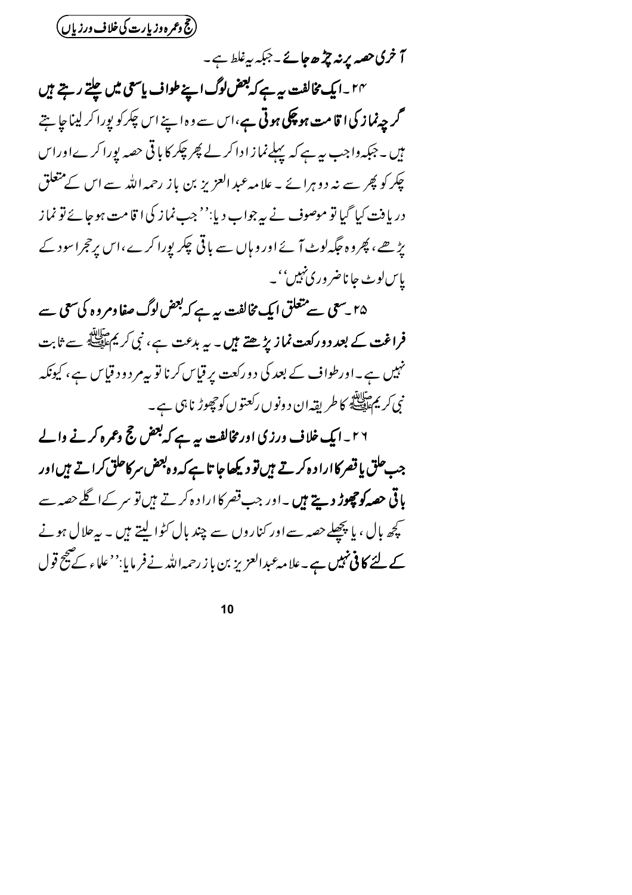آخری حصہ پر نہ چڑھ جائے۔ جبکہ یہ غلط ہے۔

**۲۴۔ ایک مخالفت یہ ہے کہ بعض لوگ اپنے طواف یا سعی میں چلتے رہتے ہیں گرچہ نماز کی اقامت ہو چکی ہوتی ہے**، اس سے وہ اپنے اس چکر کو پورا کر لینا چاہتے ہیں۔ جبکہ واجب یہ ہے کہ پہلے نماز ادا کر لے پھر چکر کا باقی حصہ پورا کرے اور اس چکر کو پھر سے نہ دوہرائے۔ علامہ عبدالعزیز بن باز رحمہ اللہ سے اس کے متعلق دریافت کیا گیا تو موصوف نے یہ جواب دیا: ''جب نماز کی اقامت ہو جائے تو نماز پڑھے، پھر وہ جگہ لوٹ آئے اور وہاں سے باقی چکر پورا کرے، اس پر حجر اسود کے پاس لوٹ جانا ضروری نہیں''۔

**۲۵۔ سعی سے متعلق ایک مخالفت یہ ہے کہ بعض لوگ صفا ومروہ کی سعی سے فراغت کے بعد دو رکعت نماز پڑھتے ہیں**۔ یہ بدعت ہے، نبی کریم ﷺ سے ثابت نہیں ہے۔ اور طواف کے بعد کی دو رکعت پر قیاس کرنا تو یہ مردود قیاس ہے، کیونکہ نبی کریم ﷺ کا طریقہ ان دونوں رکعتوں کو چھوڑ نا ہی ہے۔

**۲۶۔ ایک خلاف ورزی اور مخالفت یہ ہے کہ بعض حج وعمرہ کرنے والے جب حلق یا قصر کا ارادہ کرتے ہیں تو دیکھا جاتا ہے کہ وہ بعض سر کا حلق کراتے ہیں اور باقی حصہ کو چھوڑ دیتے ہیں**۔ اور جب قصر کا ارادہ کرتے ہیں تو سر کے اگلے حصہ سے کچھ بال، یا پچھلے حصہ سے اور کناروں سے چند بال کٹوا لیتے ہیں۔ یہ حلال ہونے کے لئے **کافی نہیں** ہے۔ علامہ عبدالعزیز بن باز رحمہ اللہ نے فرمایا: ''علماء کے صحیح قول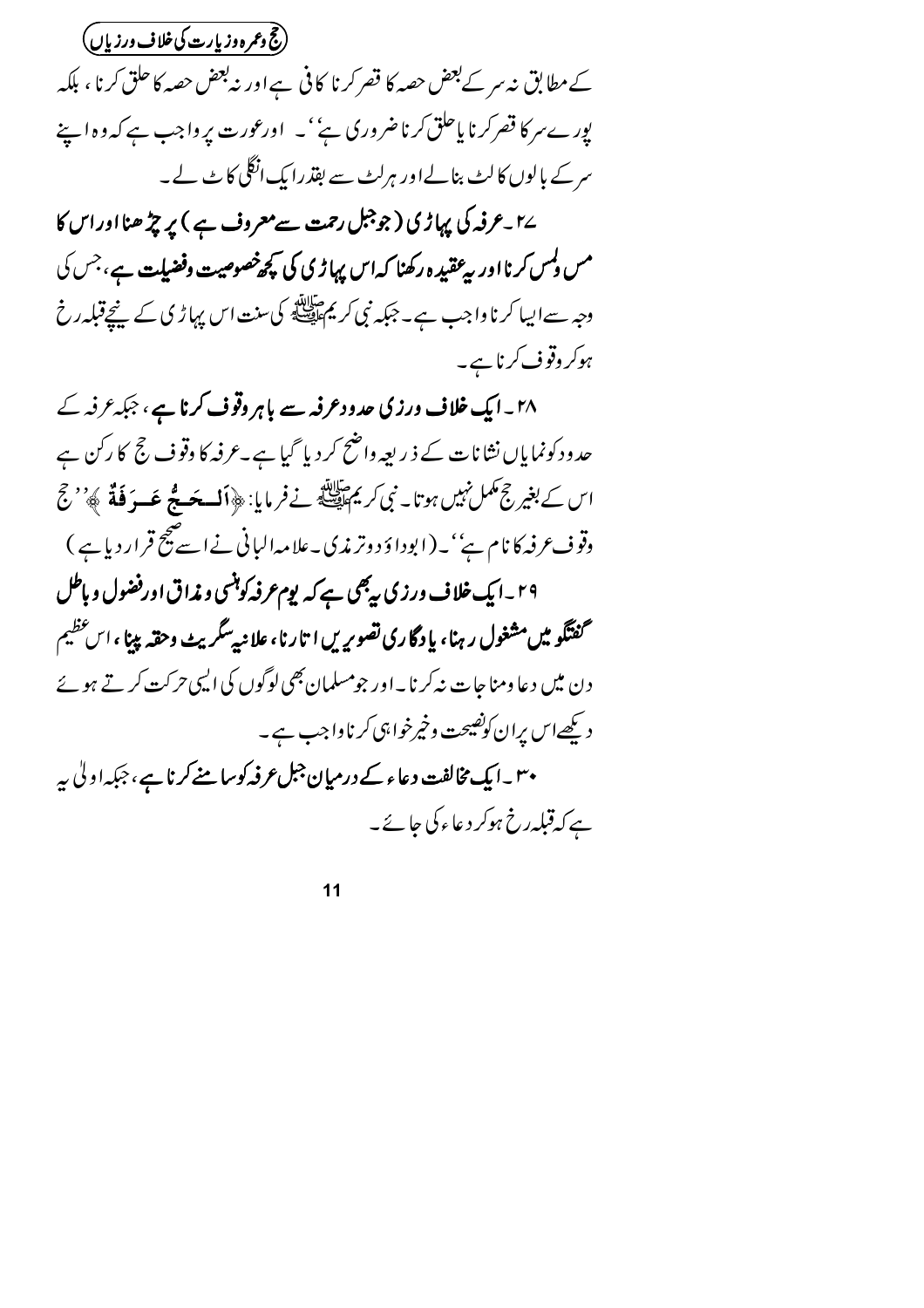کے مطابق نہ سر کے بعض حصہ کا قصر کرنا کافی ہے اور نہ بعض حصہ کا حلق کرنا، بلکہ پورے سر کا قصر کرنا یا حلق کرنا ضروری ہے'۔ اور عورت پر واجب ہے کہ وہ اپنے سر کے بالوں کا لٹ بنالے اور ہر لٹ سے بقدر ایک انگلی کاٹ لے۔

**۲۷۔عرفہ کی پہاڑی (جو جبل رحمت سے معروف ہے) پر چڑھنا اور اس کا مس ولمس کرنا اور یہ عقیدہ رکھنا کہ اس پہاڑی کی کچھ خصوصیت وفضیلت ہے،** جس کی وجہ سے ایسا کرنا واجب ہے۔ جبکہ نبی کریم ﷺ کی سنت اس پہاڑی کے نیچے قبلہ رخ ہوکر وقوف کرنا ہے۔

**۲۸۔ ایک خلاف ورزی حدود عرفہ سے باہر وقوف کرنا ہے،** جبکہ عرفہ کے حدود کو نمایاں نشانات کے ذریعہ واضح کر دیا گیا ہے۔ عرفہ کا وقوف حج کا رکن ہے اس کے بغیر حج مکمل نہیں ہوتا۔ نبی کریم ﷺ نے فرمایا: ﴿اَلْحَجُّ عَرَفَةٌ﴾ ''حج وقوف عرفہ کا نام ہے''۔ (ابوداؤد وترمذی۔ علامہ البانی نے اسے صحیح قرار دیا ہے)

**۲۹۔ ایک خلاف ورزی یہ بھی ہے کہ یوم عرفہ کو ہنسی و مذاق اور فضول و باطل گفتگو میں مشغول رہنا، یادگاری تصویریں اتارنا، علانیہ سگریٹ وحقہ پینا،** اس عظیم دن میں دعا و مناجات نہ کرنا۔ اور جو مسلمان بھی لوگوں کی ایسی حرکت کرتے ہوئے دیکھے اس پر ان کو نصیحت و خیر خواہی کرنا واجب ہے۔

**۳۰۔ ایک مخالفت دعاء کے درمیان جبل عرفہ کو سامنے کرنا ہے،** جبکہ اولیٰ یہ ہے کہ قبلہ رخ ہوکر دعاء کی جائے۔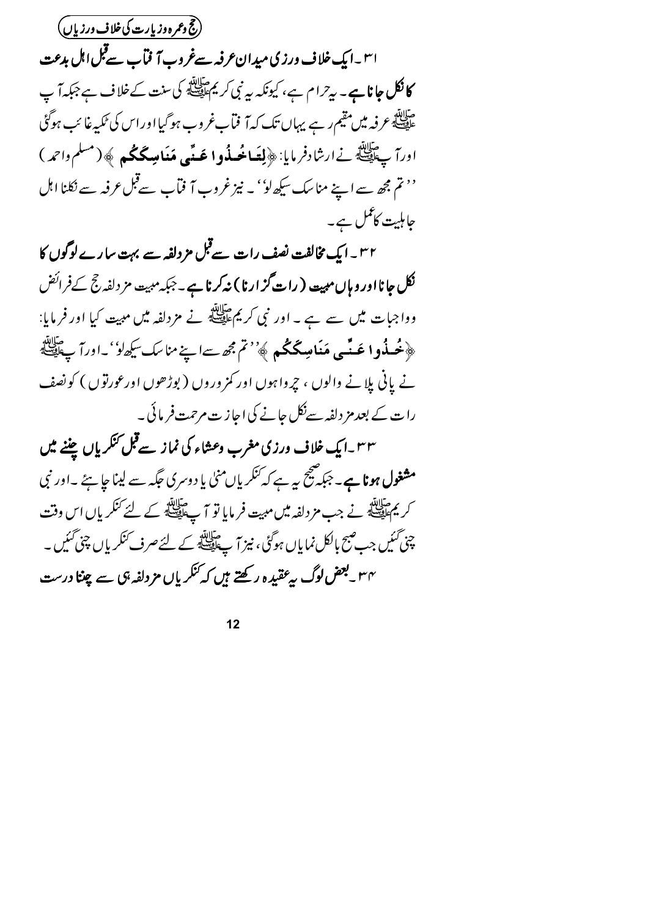۳۱۔ **ایک خلاف ورزی میدان عرفہ سے غروب آفتاب سے قبل اہل بدعت کا نکل جانا ہے۔** یہ حرام ہے، کیونکہ یہ نبی کریم ﷺ کی سنت کے خلاف ہے جبکہ آپ ﷺ عرفہ میں مقیم رہے یہاں تک کہ آفتاب غروب ہوگیا اور اس کی ٹکیہ غائب ہوگئی اور آپ ﷺ نے ارشاد فرمایا: ﴿**لِتَاخُذُوا عَنِّی مَنَاسِکَکُم**﴾ (مسلم واحمد) ''تم مجھ سے اپنے مناسک سیکھ لو''۔ نیز غروب آفتاب سے قبل عرفہ سے نکلنا اہل جاہلیت کا عمل ہے۔

۳۲۔ **ایک مخالفت نصف رات سے قبل مزدلفہ سے بہت سارے لوگوں کا نکل جانا اور وہاں مبیت (رات گزارنا) نہ کرنا ہے۔** جبکہ مبیت مزدلفہ حج کے فرائض وواجبات میں سے ہے۔ اور نبی کریم ﷺ نے مزدلفہ میں مبیت کیا اور فرمایا: ﴿**خُذُوا عَنِّی مَنَاسِکَکُم**﴾ ''تم مجھ سے اپنے مناسک سیکھ لو''۔ اور آپ ﷺ نے پانی پلانے والوں، چرواہوں اور کمزوروں (بوڑھوں اور عورتوں) کو نصف رات کے بعد مزدلفہ سے نکل جانے کی اجازت مرحمت فرمائی۔

۳۳۔ **ایک خلاف ورزی مغرب وعشاء کی نماز سے قبل کنکریاں چننے میں مشغول ہونا ہے۔** جبکہ صحیح یہ ہے کہ کنکریاں منی یا دوسری جگہ سے لینا چاہئے۔ اور نبی کریم ﷺ نے جب مزدلفہ میں مبیت فرمایا تو آپ ﷺ کے لئے کنکریاں اس وقت چنی گئیں جب صبح بالکل نمایاں ہوگئی، نیز آپ ﷺ کے لئے صرف کنکریاں چنی گئیں۔

۳۴۔ **بعض لوگ یہ عقیدہ رکھتے ہیں کہ کنکریاں مزدلفہ ہی سے چننا درست**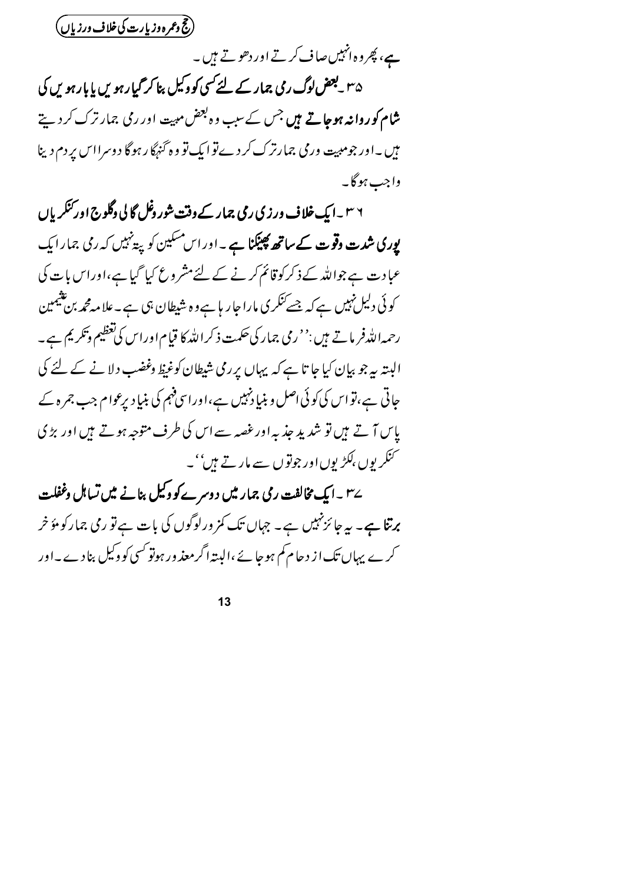ہے، پھر وہ انہیں صاف کرتے اور دھوتے ہیں۔

**۳۵۔ بعض لوگ رمی جمار کے لئے کسی کو وکیل بنا کر گیارہویں یا بارہویں کی شام کو روانہ ہوجاتے ہیں** جس کے سبب وہ بعض مبیت اور رمی جمار ترک کر دیتے ہیں۔ اور جو مبیت و رمی جمار ترک کر دے تو ایک تو وہ گنہگار ہوگا دوسرا اس پر دم دینا واجب ہوگا۔

**۳۶۔ ایک خلاف ورزی رمی جمار کے وقت شور وغل گالی وگلوج اور کنکریاں پوری شدت وقوت کے ساتھ پھینکنا ہے۔** اور اس مسکین کو پتہ نہیں کہ رمی جمار ایک عبادت ہے جو اللہ کے ذکر کو قائم کرنے کے لئے مشروع کیا گیا ہے، اور اس بات کی کوئی دلیل نہیں ہے کہ جسے کنکری مارا جارہا ہے وہ شیطان ہی ہے۔ علامہ محمد بن عثیمین رحمہ اللہ فرماتے ہیں: ''رمی جمار کی حکمت ذکر اللہ کا قیام اور اس کی تعظیم وتکریم ہے۔ البتہ یہ جو بیان کیا جاتا ہے کہ یہاں پر رمی شیطان کو غیظ وغضب دلانے کے لئے کی جاتی ہے، تو اس کی کوئی اصل و بنیاد نہیں ہے، اور اسی فہم کی بنیاد پر عوام جب جمرہ کے پاس آتے ہیں تو شدید جذبہ اور غصہ سے اس کی طرف متوجہ ہوتے ہیں اور بڑی کنکریوں، لکڑیوں اور جوتوں سے مارتے ہیں''۔

**۳۷۔ ایک مخالفت رمی جمار میں دوسرے کو وکیل بنانے میں تساہل وغفلت برتنا ہے۔** یہ جائز نہیں ہے۔ جہاں تک کمزور لوگوں کی بات ہے تو رمی جمار کو مؤخر کرے یہاں تک ازدحام کم ہوجائے، البتہ اگر معذور ہو تو کسی کو وکیل بنادے۔ اور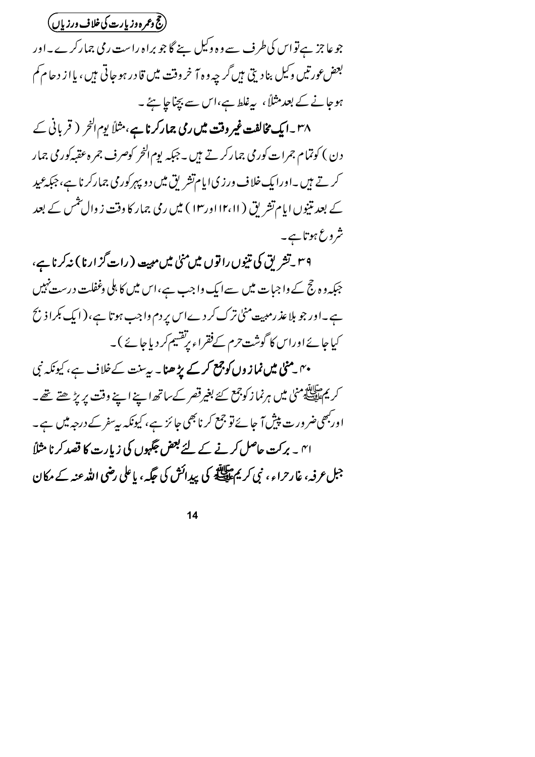جو عاجز ہے تو اس کی طرف سے وہ وکیل بنے گا جو براہ راست رمی جمار کرے۔ اور بعض عورتیں وکیل بنا دیتی ہیں گرچہ وہ آخر وقت میں قادر ہو جاتی ہیں، یا ازدحام کم ہو جانے کے بعد مثلاً، یہ غلط ہے، اس سے بچنا چاہئے۔

۳۸۔ **ایک مخالفت غیر وقت میں رمی جمار کرنا ہے**، مثلاً یوم النحر (قربانی کے دن) کو تمام جمرات کو رمی جمار کرتے ہیں۔ جبکہ یوم النحر کو صرف جمرہ عقبہ کو رمی جمار کرتے ہیں۔ اور ایک خلاف ورزی ایام تشریق میں دوپہر کو رمی جمار کرنا ہے، جبکہ عید کے بعد تینوں ایام تشریق (۱۱، ۱۲ اور ۱۳) میں رمی جمار کا وقت زوال شمس کے بعد شروع ہوتا ہے۔

۳۹۔ **تشریق کی تینوں راتوں میں منیٰ میں مبیت (رات گزارنا) نہ کرنا ہے**، جبکہ وہ حج کے واجبات میں سے ایک واجب ہے، اس میں کاہلی وغفلت درست نہیں ہے۔ اور جو بلا عذر مبیت منیٰ ترک کر دے اس پر دم واجب ہوتا ہے، (ایک بکرا ذبح کیا جائے اور اس کا گوشت حرم کے فقراء پر تقسیم کر دیا جائے)۔

۴۰۔ **منیٰ میں نمازوں کو جمع کر کے پڑھنا**۔ یہ سنت کے خلاف ہے، کیونکہ نبی کریم ﷺ منیٰ میں ہر نماز کو جمع کئے بغیر قصر کے ساتھ اپنے اپنے وقت پر پڑھتے تھے۔ اور کبھی ضرورت پیش آ جائے تو جمع کرنا بھی جائز ہے، کیونکہ یہ سفر کے درجہ میں ہے۔

۴۱۔ **برکت حاصل کرنے کے لئے بعض جگہوں کی زیارت کا قصد کرنا مثلاً جبل عرفہ، غار حراء، نبی کریم ﷺ کی پیدائش کی جگہ، یا علی رضی اللہ عنہ کے مکان**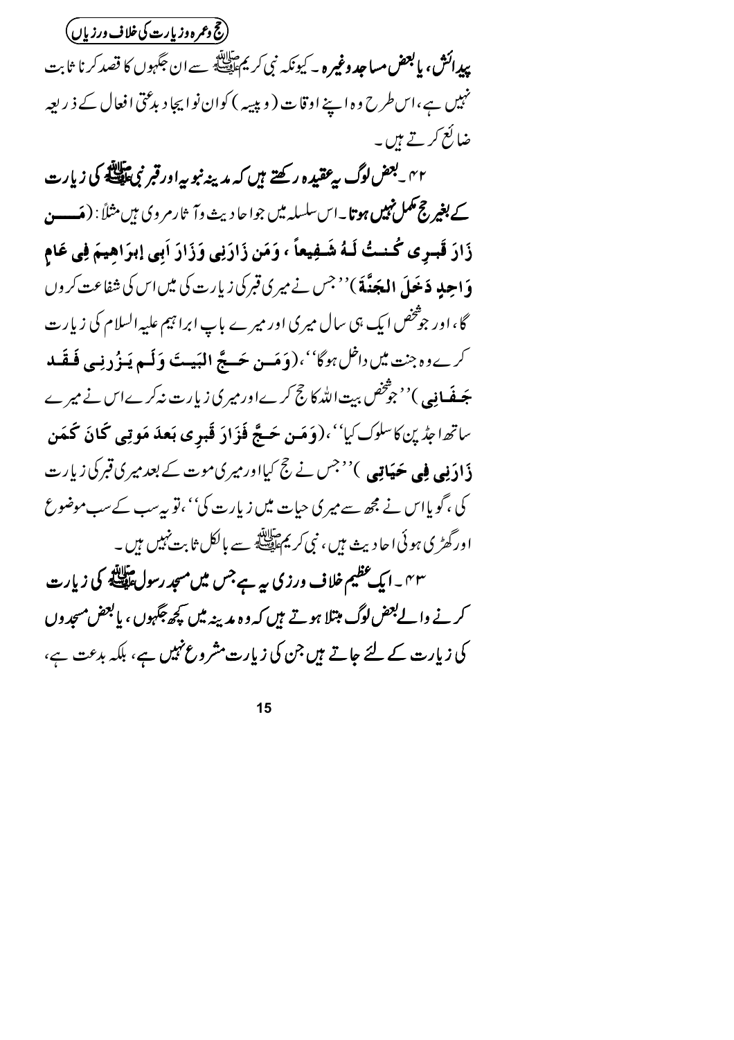**پیدائش، یا بعض مساجد وغیرہ۔** کیونکہ نبی کریم ﷺ سے ان جگہوں کا قصد کرنا ثابت نہیں ہے، اس طرح وہ اپنے اوقات (وپیسہ) کوان نوایجاد بدعتی افعال کے ذریعہ ضائع کرتے ہیں۔

۴۲۔ **بعض لوگ یہ عقیدہ رکھتے ہیں کہ مدینہ نبویہ اور قبر نبی ﷺ کی زیارت کے بغیر حج مکمل نہیں ہوتا۔** اس سلسلہ میں جو احادیث وآثار مروی ہیں مثلاً: (**مَن زَارَ قَبرِی کُنتُ لَهُ شَفِیعاً ، وَمَن زَارَنِی وَزَارَ اَبِی اِبرَاهِیمَ فِی عَامٍ وَاحِدٍ دَخَلَ الجَنَّةَ**) ''جس نے میری قبر کی زیارت کی میں اس کی شفاعت کروں گا، اور جو شخص ایک ہی سال میری اور میرے باپ ابراہیم علیہ السلام کی زیارت کرے وہ جنت میں داخل ہوگا''، (**وَمَن حَجَّ البَیتَ وَلَم یَزُرنِی فَقَد جَفَانِی**) ''جو شخص بیت اللہ کا حج کرے اور میری زیارت نہ کرے اس نے میرے ساتھ اجڈ پن کا سلوک کیا''، (**وَمَن حَجَّ فَزَارَ قَبرِی بَعدَ مَوتِی کَانَ کَمَن زَارَنِی فِی حَیَاتِی**) ''جس نے حج کیا اور میری موت کے بعد میری قبر کی زیارت کی، گویا اس نے مجھ سے میری حیات میں زیارت کی''، تو یہ سب کے سب موضوع اور گھڑی ہوئی احادیث ہیں، نبی کریم ﷺ سے بالکل ثابت نہیں ہیں۔

۴۳۔ **ایک عظیم خلاف ورزی یہ ہے جس میں مسجد رسول ﷺ کی زیارت کرنے والے بعض لوگ مبتلا ہوتے ہیں کہ وہ مدینہ میں کچھ جگہوں، یا بعض مسجدوں** کی زیارت کے لئے جاتے ہیں جن کی زیارت مشروع نہیں ہے، بلکہ بدعت ہے،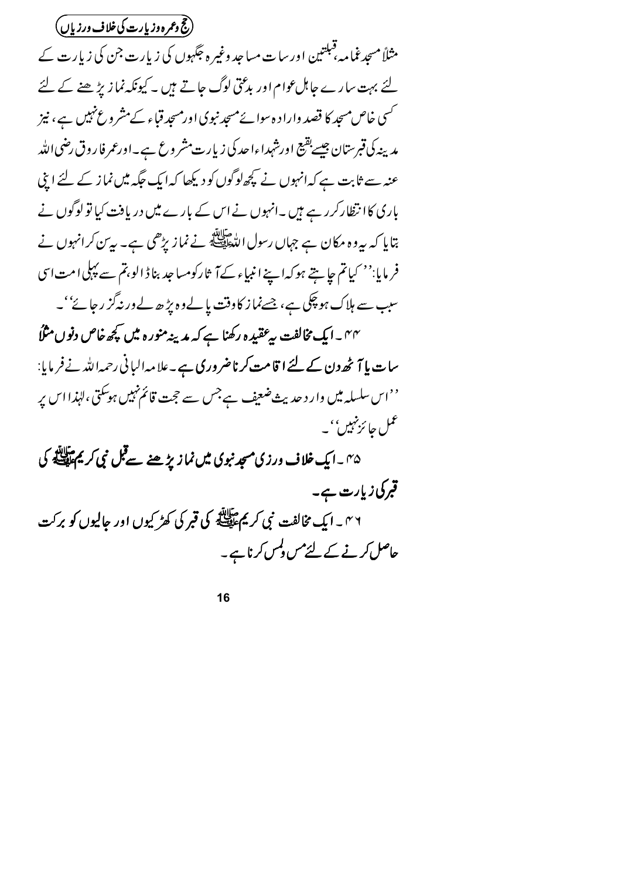مثلاً مسجد غمامہ، قبلتین اور سات مساجد وغیرہ جگہوں کی زیارت جن کی زیارت کے لئے بہت سارے جاہل عوام اور بدعتی لوگ جاتے ہیں ۔ کیونکہ نماز پڑھنے کے لئے کسی خاص مسجد کا قصد وارادہ سوائے مسجد نبوی اور مسجد قباء کے مشروع نہیں ہے، نیز مدینہ کی قبرستان جیسے بقیع اور شہداء احد کی زیارت مشروع ہے۔ اور عمر فاروق رضی اللہ عنہ سے ثابت ہے کہ انہوں نے کچھ لوگوں کو دیکھا کہ ایک جگہ میں نماز کے لئے اپنی باری کا انتظار کر رہے ہیں ۔ انہوں نے اس کے بارے میں دریافت کیا تو لوگوں نے بتایا کہ یہ وہ مکان ہے جہاں رسول اللہ ﷺ نے نماز پڑھی ہے ۔ یہ سن کر انہوں نے فرمایا: ''کیا تم چاہتے ہو کہ اپنے انبیاء کے آثار کو مساجد بنا ڈالو، تم سے پہلی امت اسی سبب سے ہلاک ہو چکی ہے، جسے نماز کا وقت پالے وہ پڑھ لے ورنہ گزر جائے''۔

**۴۴۔ ایک مخالفت یہ عقیدہ رکھنا ہے کہ مدینہ منورہ میں کچھ خاص دنوں مثلاً سات یا آٹھ دن کے لئے اقامت کرنا ضروری ہے۔** علامہ البانی رحمہ اللہ نے فرمایا: ''اس سلسلہ میں وارد حدیث ضعیف ہے جس سے حجت قائم نہیں ہوسکتی، لہٰذا اس پر عمل جائز نہیں''۔

**۴۵۔ ایک خلاف ورزی مسجد نبوی میں نماز پڑھنے سے قبل نبی کریم ﷺ کی قبر کی زیارت ہے۔**

**۴۶۔ ایک مخالفت نبی کریم ﷺ کی قبر کی کھڑکیوں اور جالیوں کو برکت حاصل کرنے کے لئے مس ولمس کرنا ہے۔**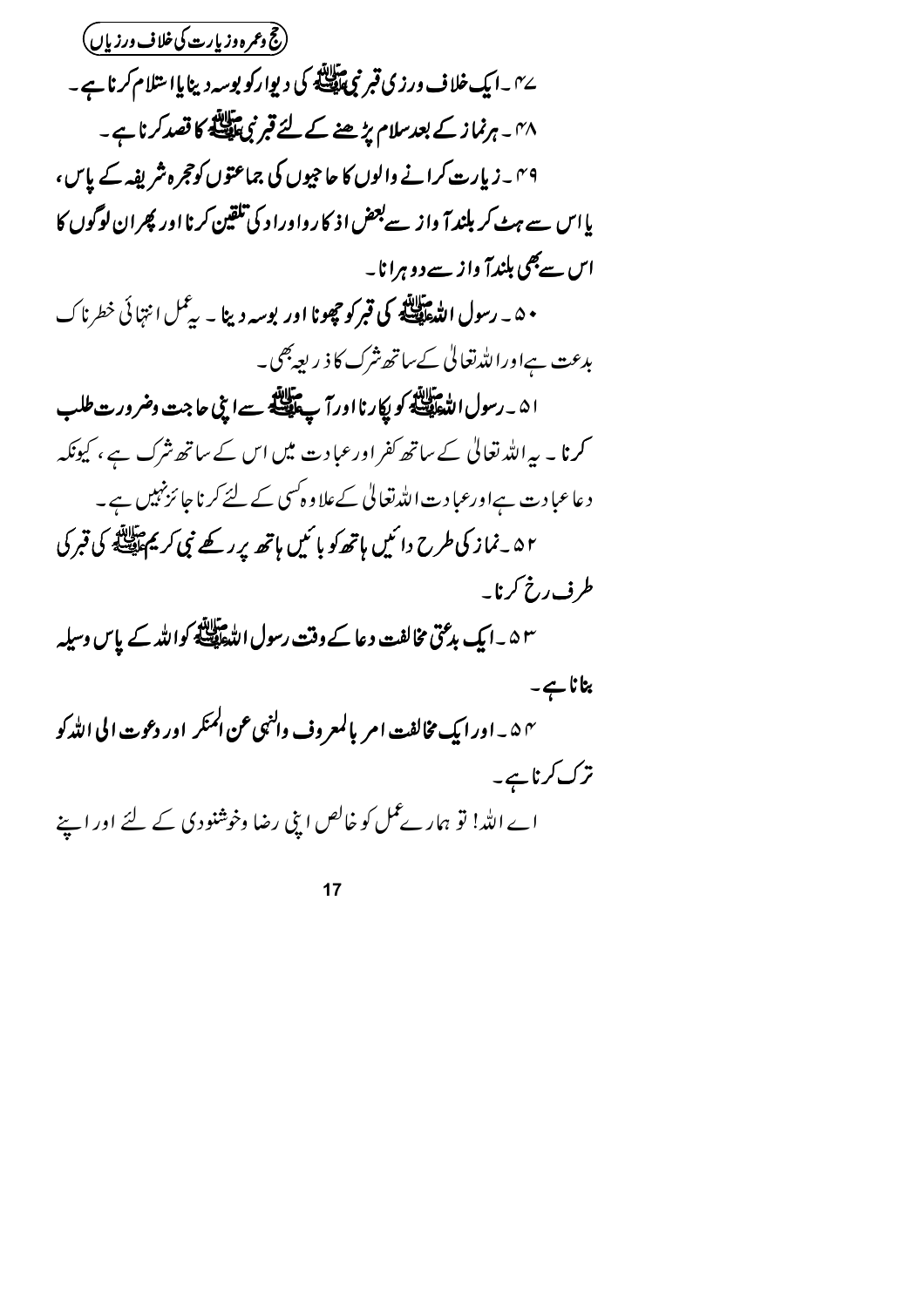۴۷۔ **ایک خلاف ورزی قبر نبی ﷺ کی دیوار کو بوسہ دینا یا استلام کرنا ہے۔**

۴۸۔ **ہر نماز کے بعد سلام پڑھنے کے لئے قبر نبی ﷺ کا قصد کرنا ہے۔**

۴۹۔ **زیارت کرانے والوں کا حاجیوں کی جماعتوں کو حجرہ شریفہ کے پاس، یا اس سے ہٹ کر بلند آواز سے بعض اذکار و اوراد کی تلقین کرنا اور پھر ان لوگوں کا اس سے بھی بلند آواز سے دوہرانا۔**

۵۰۔ **رسول اللہ ﷺ کی قبر کو چھونا اور بوسہ دینا۔** یہ عمل انتہائی خطرناک بدعت ہے اور اللہ تعالیٰ کے ساتھ شرک کا ذریعہ بھی۔

۵۱۔ **رسول اللہ ﷺ کو پکارنا اور آپ ﷺ سے اپنی حاجت وضرورت طلب کرنا۔** یہ اللہ تعالیٰ کے ساتھ کفر اور عبادت میں اس کے ساتھ شرک ہے، کیونکہ دعا عبادت ہے اور عبادت اللہ تعالیٰ کے علاوہ کسی کے لئے کرنا جائز نہیں ہے۔

۵۲۔ **نماز کی طرح دائیں ہاتھ کو بائیں ہاتھ پر رکھے نبی کریم ﷺ کی قبر کی طرف رخ کرنا۔**

۵۳۔ **ایک بدعتی مخالفت دعا کے وقت رسول اللہ ﷺ کو اللہ کے پاس وسیلہ بنانا ہے۔**

۵۴۔ **اور ایک مخالفت امر بالمعروف والنہی عن المنکر اور دعوت الی اللہ کو ترک کرنا ہے۔**

اے اللہ! تو ہمارے عمل کو خالص اپنی رضا وخوشنودی کے لئے اور اپنے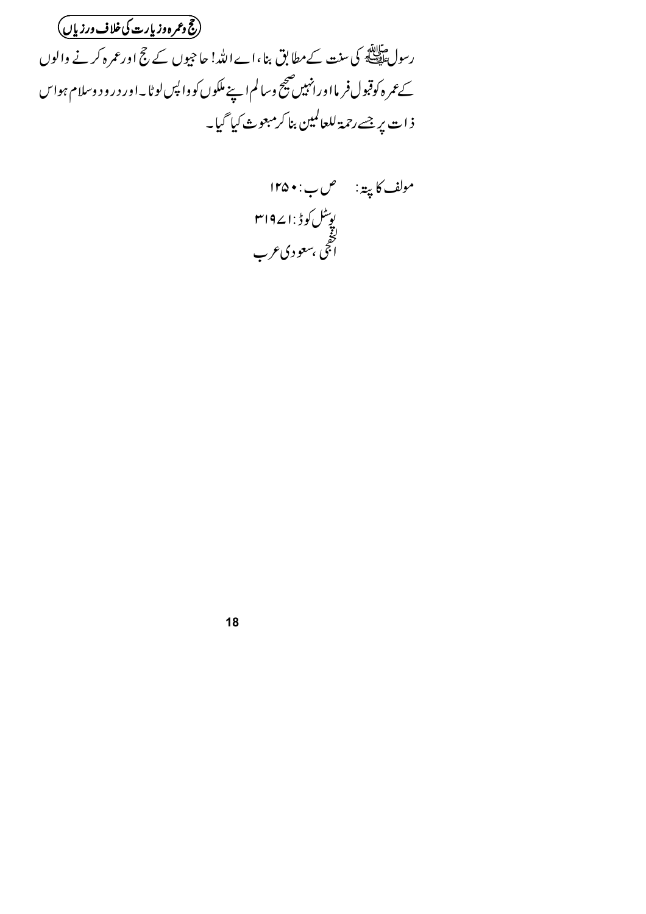رسول ﷺ کی سنت کے مطابق بنا، اے اللہ! حاجیوں کے حج اور عمرہ کرنے والوں کے عمرہ کو قبول فرما اور انہیں صحیح وسالم اپنے ملکوں کو واپس لوٹا۔ اور درود وسلام ہو اس ذات پر جسے رحمۃ للعالمین بنا کر مبعوث کیا گیا۔

مولف کا پتہ: ص ب: ۱۲۵۰

پوسٹل کوڈ: ۳۱۹۷۱

الجبیل، سعودی عرب